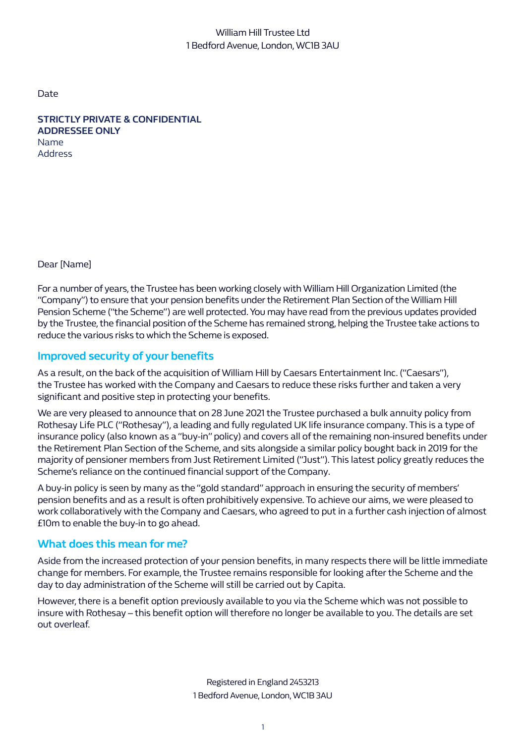William Hill Trustee Ltd
1 Bedford Avenue, London, WC1B 3AU

Date

**STRICTLY PRIVATE & CONFIDENTIAL**
**ADDRESSEE ONLY**
Name
Address

Dear [Name]

For a number of years, the Trustee has been working closely with William Hill Organization Limited (the "Company") to ensure that your pension benefits under the Retirement Plan Section of the William Hill Pension Scheme ("the Scheme") are well protected. You may have read from the previous updates provided by the Trustee, the financial position of the Scheme has remained strong, helping the Trustee take actions to reduce the various risks to which the Scheme is exposed.

## Improved security of your benefits

As a result, on the back of the acquisition of William Hill by Caesars Entertainment Inc. ("Caesars"), the Trustee has worked with the Company and Caesars to reduce these risks further and taken a very significant and positive step in protecting your benefits.

We are very pleased to announce that on 28 June 2021 the Trustee purchased a bulk annuity policy from Rothesay Life PLC ("Rothesay"), a leading and fully regulated UK life insurance company. This is a type of insurance policy (also known as a "buy-in" policy) and covers all of the remaining non-insured benefits under the Retirement Plan Section of the Scheme, and sits alongside a similar policy bought back in 2019 for the majority of pensioner members from Just Retirement Limited ("Just"). This latest policy greatly reduces the Scheme's reliance on the continued financial support of the Company.

A buy-in policy is seen by many as the "gold standard" approach in ensuring the security of members' pension benefits and as a result is often prohibitively expensive. To achieve our aims, we were pleased to work collaboratively with the Company and Caesars, who agreed to put in a further cash injection of almost £10m to enable the buy-in to go ahead.

## What does this mean for me?

Aside from the increased protection of your pension benefits, in many respects there will be little immediate change for members. For example, the Trustee remains responsible for looking after the Scheme and the day to day administration of the Scheme will still be carried out by Capita.

However, there is a benefit option previously available to you via the Scheme which was not possible to insure with Rothesay – this benefit option will therefore no longer be available to you. The details are set out overleaf.

Registered in England 2453213
1 Bedford Avenue, London, WC1B 3AU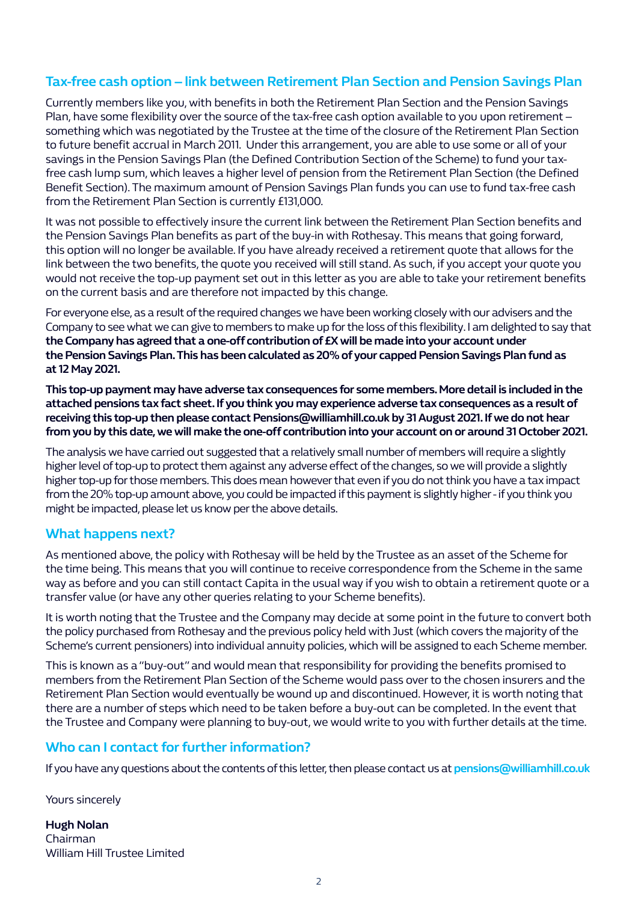## Tax-free cash option – link between Retirement Plan Section and Pension Savings Plan

Currently members like you, with benefits in both the Retirement Plan Section and the Pension Savings Plan, have some flexibility over the source of the tax-free cash option available to you upon retirement – something which was negotiated by the Trustee at the time of the closure of the Retirement Plan Section to future benefit accrual in March 2011. Under this arrangement, you are able to use some or all of your savings in the Pension Savings Plan (the Defined Contribution Section of the Scheme) to fund your tax-free cash lump sum, which leaves a higher level of pension from the Retirement Plan Section (the Defined Benefit Section). The maximum amount of Pension Savings Plan funds you can use to fund tax-free cash from the Retirement Plan Section is currently £131,000.

It was not possible to effectively insure the current link between the Retirement Plan Section benefits and the Pension Savings Plan benefits as part of the buy-in with Rothesay. This means that going forward, this option will no longer be available. If you have already received a retirement quote that allows for the link between the two benefits, the quote you received will still stand. As such, if you accept your quote you would not receive the top-up payment set out in this letter as you are able to take your retirement benefits on the current basis and are therefore not impacted by this change.

For everyone else, as a result of the required changes we have been working closely with our advisers and the Company to see what we can give to members to make up for the loss of this flexibility. I am delighted to say that **the Company has agreed that a one-off contribution of £X will be made into your account under the Pension Savings Plan. This has been calculated as 20% of your capped Pension Savings Plan fund as at 12 May 2021.**

**This top-up payment may have adverse tax consequences for some members. More detail is included in the attached pensions tax fact sheet. If you think you may experience adverse tax consequences as a result of receiving this top-up then please contact Pensions@williamhill.co.uk by 31 August 2021. If we do not hear from you by this date, we will make the one-off contribution into your account on or around 31 October 2021.**

The analysis we have carried out suggested that a relatively small number of members will require a slightly higher level of top-up to protect them against any adverse effect of the changes, so we will provide a slightly higher top-up for those members. This does mean however that even if you do not think you have a tax impact from the 20% top-up amount above, you could be impacted if this payment is slightly higher - if you think you might be impacted, please let us know per the above details.

## What happens next?

As mentioned above, the policy with Rothesay will be held by the Trustee as an asset of the Scheme for the time being. This means that you will continue to receive correspondence from the Scheme in the same way as before and you can still contact Capita in the usual way if you wish to obtain a retirement quote or a transfer value (or have any other queries relating to your Scheme benefits).

It is worth noting that the Trustee and the Company may decide at some point in the future to convert both the policy purchased from Rothesay and the previous policy held with Just (which covers the majority of the Scheme's current pensioners) into individual annuity policies, which will be assigned to each Scheme member.

This is known as a "buy-out" and would mean that responsibility for providing the benefits promised to members from the Retirement Plan Section of the Scheme would pass over to the chosen insurers and the Retirement Plan Section would eventually be wound up and discontinued. However, it is worth noting that there are a number of steps which need to be taken before a buy-out can be completed. In the event that the Trustee and Company were planning to buy-out, we would write to you with further details at the time.

## Who can I contact for further information?

If you have any questions about the contents of this letter, then please contact us at **pensions@williamhill.co.uk**

Yours sincerely

**Hugh Nolan**
Chairman
William Hill Trustee Limited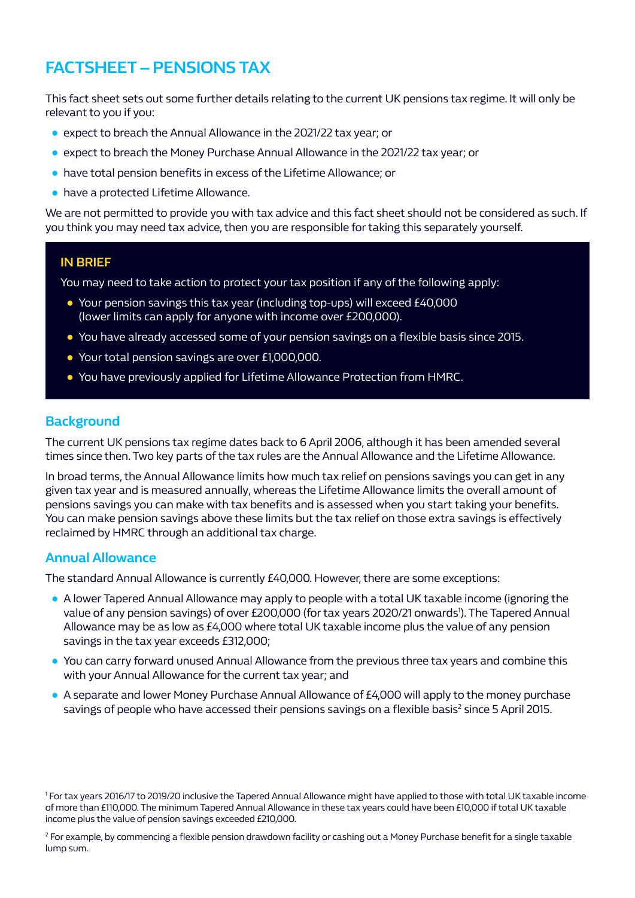# FACTSHEET – PENSIONS TAX

This fact sheet sets out some further details relating to the current UK pensions tax regime. It will only be relevant to you if you:

- expect to breach the Annual Allowance in the 2021/22 tax year; or
- expect to breach the Money Purchase Annual Allowance in the 2021/22 tax year; or
- have total pension benefits in excess of the Lifetime Allowance; or
- have a protected Lifetime Allowance.

We are not permitted to provide you with tax advice and this fact sheet should not be considered as such. If you think you may need tax advice, then you are responsible for taking this separately yourself.

> **IN BRIEF**
>
> You may need to take action to protect your tax position if any of the following apply:
>
> - Your pension savings this tax year (including top-ups) will exceed £40,000 (lower limits can apply for anyone with income over £200,000).
> - You have already accessed some of your pension savings on a flexible basis since 2015.
> - Your total pension savings are over £1,000,000.
> - You have previously applied for Lifetime Allowance Protection from HMRC.

## Background

The current UK pensions tax regime dates back to 6 April 2006, although it has been amended several times since then. Two key parts of the tax rules are the Annual Allowance and the Lifetime Allowance.

In broad terms, the Annual Allowance limits how much tax relief on pensions savings you can get in any given tax year and is measured annually, whereas the Lifetime Allowance limits the overall amount of pensions savings you can make with tax benefits and is assessed when you start taking your benefits. You can make pension savings above these limits but the tax relief on those extra savings is effectively reclaimed by HMRC through an additional tax charge.

## Annual Allowance

The standard Annual Allowance is currently £40,000. However, there are some exceptions:

- A lower Tapered Annual Allowance may apply to people with a total UK taxable income (ignoring the value of any pension savings) of over £200,000 (for tax years 2020/21 onwards[1]). The Tapered Annual Allowance may be as low as £4,000 where total UK taxable income plus the value of any pension savings in the tax year exceeds £312,000;
- You can carry forward unused Annual Allowance from the previous three tax years and combine this with your Annual Allowance for the current tax year; and
- A separate and lower Money Purchase Annual Allowance of £4,000 will apply to the money purchase savings of people who have accessed their pensions savings on a flexible basis[2] since 5 April 2015.

[1] For tax years 2016/17 to 2019/20 inclusive the Tapered Annual Allowance might have applied to those with total UK taxable income of more than £110,000. The minimum Tapered Annual Allowance in these tax years could have been £10,000 if total UK taxable income plus the value of pension savings exceeded £210,000.

[2] For example, by commencing a flexible pension drawdown facility or cashing out a Money Purchase benefit for a single taxable lump sum.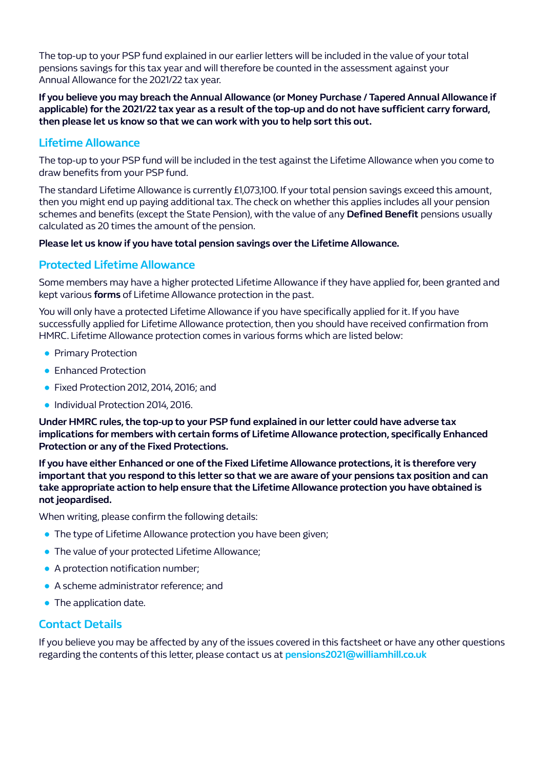The top-up to your PSP fund explained in our earlier letters will be included in the value of your total pensions savings for this tax year and will therefore be counted in the assessment against your Annual Allowance for the 2021/22 tax year.

**If you believe you may breach the Annual Allowance (or Money Purchase / Tapered Annual Allowance if applicable) for the 2021/22 tax year as a result of the top-up and do not have sufficient carry forward, then please let us know so that we can work with you to help sort this out.**

## Lifetime Allowance

The top-up to your PSP fund will be included in the test against the Lifetime Allowance when you come to draw benefits from your PSP fund.

The standard Lifetime Allowance is currently £1,073,100. If your total pension savings exceed this amount, then you might end up paying additional tax. The check on whether this applies includes all your pension schemes and benefits (except the State Pension), with the value of any **Defined Benefit** pensions usually calculated as 20 times the amount of the pension.

**Please let us know if you have total pension savings over the Lifetime Allowance.**

## Protected Lifetime Allowance

Some members may have a higher protected Lifetime Allowance if they have applied for, been granted and kept various **forms** of Lifetime Allowance protection in the past.

You will only have a protected Lifetime Allowance if you have specifically applied for it. If you have successfully applied for Lifetime Allowance protection, then you should have received confirmation from HMRC. Lifetime Allowance protection comes in various forms which are listed below:

- Primary Protection
- Enhanced Protection
- Fixed Protection 2012, 2014, 2016; and
- Individual Protection 2014, 2016.

**Under HMRC rules, the top-up to your PSP fund explained in our letter could have adverse tax implications for members with certain forms of Lifetime Allowance protection, specifically Enhanced Protection or any of the Fixed Protections.**

**If you have either Enhanced or one of the Fixed Lifetime Allowance protections, it is therefore very important that you respond to this letter so that we are aware of your pensions tax position and can take appropriate action to help ensure that the Lifetime Allowance protection you have obtained is not jeopardised.**

When writing, please confirm the following details:

- The type of Lifetime Allowance protection you have been given;
- The value of your protected Lifetime Allowance;
- A protection notification number;
- A scheme administrator reference; and
- The application date.

## Contact Details

If you believe you may be affected by any of the issues covered in this factsheet or have any other questions regarding the contents of this letter, please contact us at **pensions2021@williamhill.co.uk**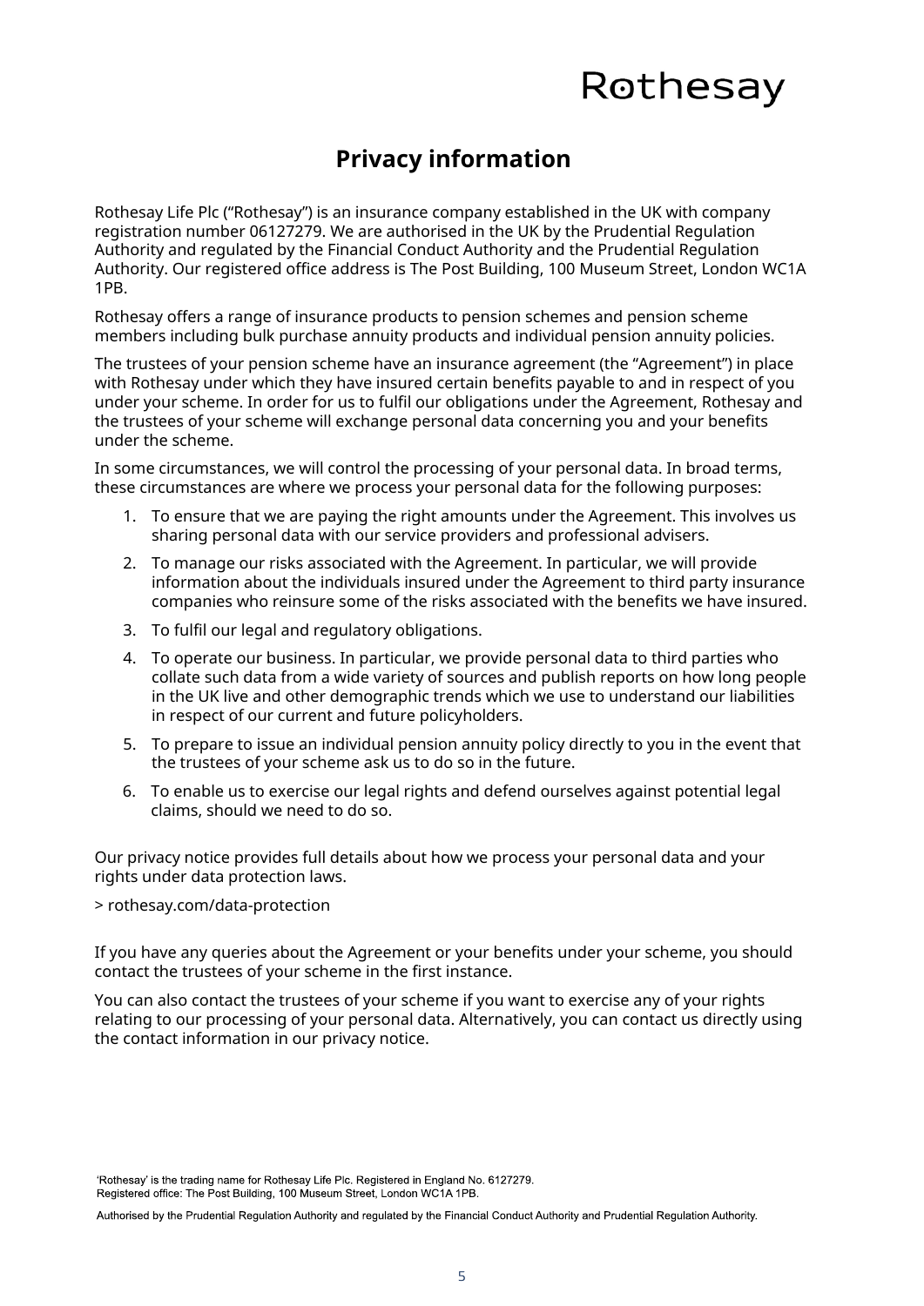# Privacy information

Rothesay Life Plc ("Rothesay") is an insurance company established in the UK with company registration number 06127279. We are authorised in the UK by the Prudential Regulation Authority and regulated by the Financial Conduct Authority and the Prudential Regulation Authority. Our registered office address is The Post Building, 100 Museum Street, London WC1A 1PB.

Rothesay offers a range of insurance products to pension schemes and pension scheme members including bulk purchase annuity products and individual pension annuity policies.

The trustees of your pension scheme have an insurance agreement (the "Agreement") in place with Rothesay under which they have insured certain benefits payable to and in respect of you under your scheme. In order for us to fulfil our obligations under the Agreement, Rothesay and the trustees of your scheme will exchange personal data concerning you and your benefits under the scheme.

In some circumstances, we will control the processing of your personal data. In broad terms, these circumstances are where we process your personal data for the following purposes:

1. To ensure that we are paying the right amounts under the Agreement. This involves us sharing personal data with our service providers and professional advisers.
2. To manage our risks associated with the Agreement. In particular, we will provide information about the individuals insured under the Agreement to third party insurance companies who reinsure some of the risks associated with the benefits we have insured.
3. To fulfil our legal and regulatory obligations.
4. To operate our business. In particular, we provide personal data to third parties who collate such data from a wide variety of sources and publish reports on how long people in the UK live and other demographic trends which we use to understand our liabilities in respect of our current and future policyholders.
5. To prepare to issue an individual pension annuity policy directly to you in the event that the trustees of your scheme ask us to do so in the future.
6. To enable us to exercise our legal rights and defend ourselves against potential legal claims, should we need to do so.

Our privacy notice provides full details about how we process your personal data and your rights under data protection laws.

> rothesay.com/data-protection

If you have any queries about the Agreement or your benefits under your scheme, you should contact the trustees of your scheme in the first instance.

You can also contact the trustees of your scheme if you want to exercise any of your rights relating to our processing of your personal data. Alternatively, you can contact us directly using the contact information in our privacy notice.

'Rothesay' is the trading name for Rothesay Life Plc. Registered in England No. 6127279.
Registered office: The Post Building, 100 Museum Street, London WC1A 1PB.

Authorised by the Prudential Regulation Authority and regulated by the Financial Conduct Authority and Prudential Regulation Authority.